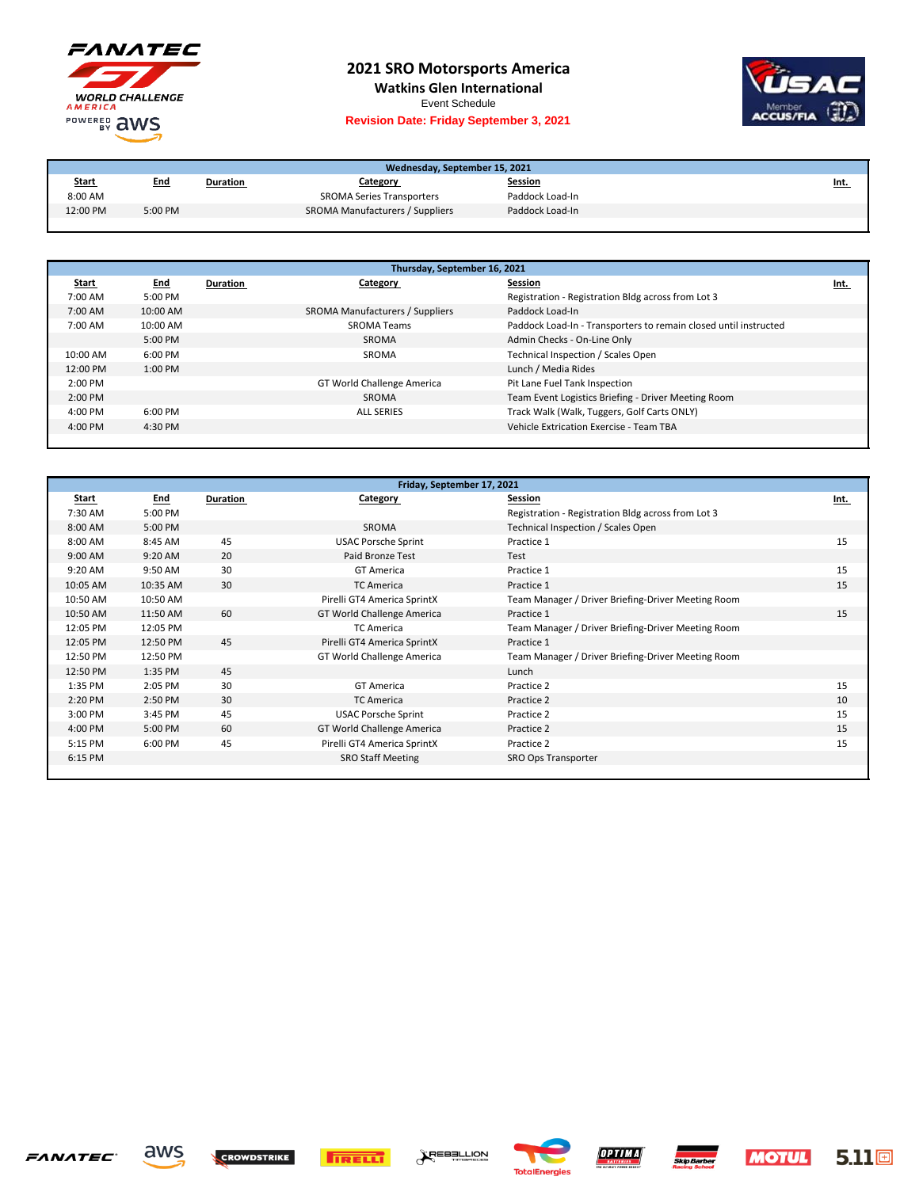# 2021 SRO Motorsports America

## Watkins Glen International

Event Schedule

**Revision Date: Friday September 3, 2021**

**Wednesday, September 15, 2021**

| Start | End | Duration | Category | Session | Int. |
|---|---|---|---|---|---|
| 8:00 AM | | | SROMA Series Transporters | Paddock Load-In | |
| 12:00 PM | 5:00 PM | | SROMA Manufacturers / Suppliers | Paddock Load-In | |

**Thursday, September 16, 2021**

| Start | End | Duration | Category | Session | Int. |
|---|---|---|---|---|---|
| 7:00 AM | 5:00 PM | | | Registration - Registration Bldg across from Lot 3 | |
| 7:00 AM | 10:00 AM | | SROMA Manufacturers / Suppliers | Paddock Load-In | |
| 7:00 AM | 10:00 AM | | SROMA Teams | Paddock Load-In - Transporters to remain closed until instructed | |
| | 5:00 PM | | SROMA | Admin Checks - On-Line Only | |
| 10:00 AM | 6:00 PM | | SROMA | Technical Inspection / Scales Open | |
| 12:00 PM | 1:00 PM | | | Lunch / Media Rides | |
| 2:00 PM | | | GT World Challenge America | Pit Lane Fuel Tank Inspection | |
| 2:00 PM | | | SROMA | Team Event Logistics Briefing - Driver Meeting Room | |
| 4:00 PM | 6:00 PM | | ALL SERIES | Track Walk (Walk, Tuggers, Golf Carts ONLY) | |
| 4:00 PM | 4:30 PM | | | Vehicle Extrication Exercise - Team TBA | |

**Friday, September 17, 2021**

| Start | End | Duration | Category | Session | Int. |
|---|---|---|---|---|---|
| 7:30 AM | 5:00 PM | | | Registration - Registration Bldg across from Lot 3 | |
| 8:00 AM | 5:00 PM | | SROMA | Technical Inspection / Scales Open | |
| 8:00 AM | 8:45 AM | 45 | USAC Porsche Sprint | Practice 1 | 15 |
| 9:00 AM | 9:20 AM | 20 | Paid Bronze Test | Test | |
| 9:20 AM | 9:50 AM | 30 | GT America | Practice 1 | 15 |
| 10:05 AM | 10:35 AM | 30 | TC America | Practice 1 | 15 |
| 10:50 AM | 10:50 AM | | Pirelli GT4 America SprintX | Team Manager / Driver Briefing-Driver Meeting Room | |
| 10:50 AM | 11:50 AM | 60 | GT World Challenge America | Practice 1 | 15 |
| 12:05 PM | 12:05 PM | | TC America | Team Manager / Driver Briefing-Driver Meeting Room | |
| 12:05 PM | 12:50 PM | 45 | Pirelli GT4 America SprintX | Practice 1 | |
| 12:50 PM | 12:50 PM | | GT World Challenge America | Team Manager / Driver Briefing-Driver Meeting Room | |
| 12:50 PM | 1:35 PM | 45 | | Lunch | |
| 1:35 PM | 2:05 PM | 30 | GT America | Practice 2 | 15 |
| 2:20 PM | 2:50 PM | 30 | TC America | Practice 2 | 10 |
| 3:00 PM | 3:45 PM | 45 | USAC Porsche Sprint | Practice 2 | 15 |
| 4:00 PM | 5:00 PM | 60 | GT World Challenge America | Practice 2 | 15 |
| 5:15 PM | 6:00 PM | 45 | Pirelli GT4 America SprintX | Practice 2 | 15 |
| 6:15 PM | | | SRO Staff Meeting | SRO Ops Transporter | |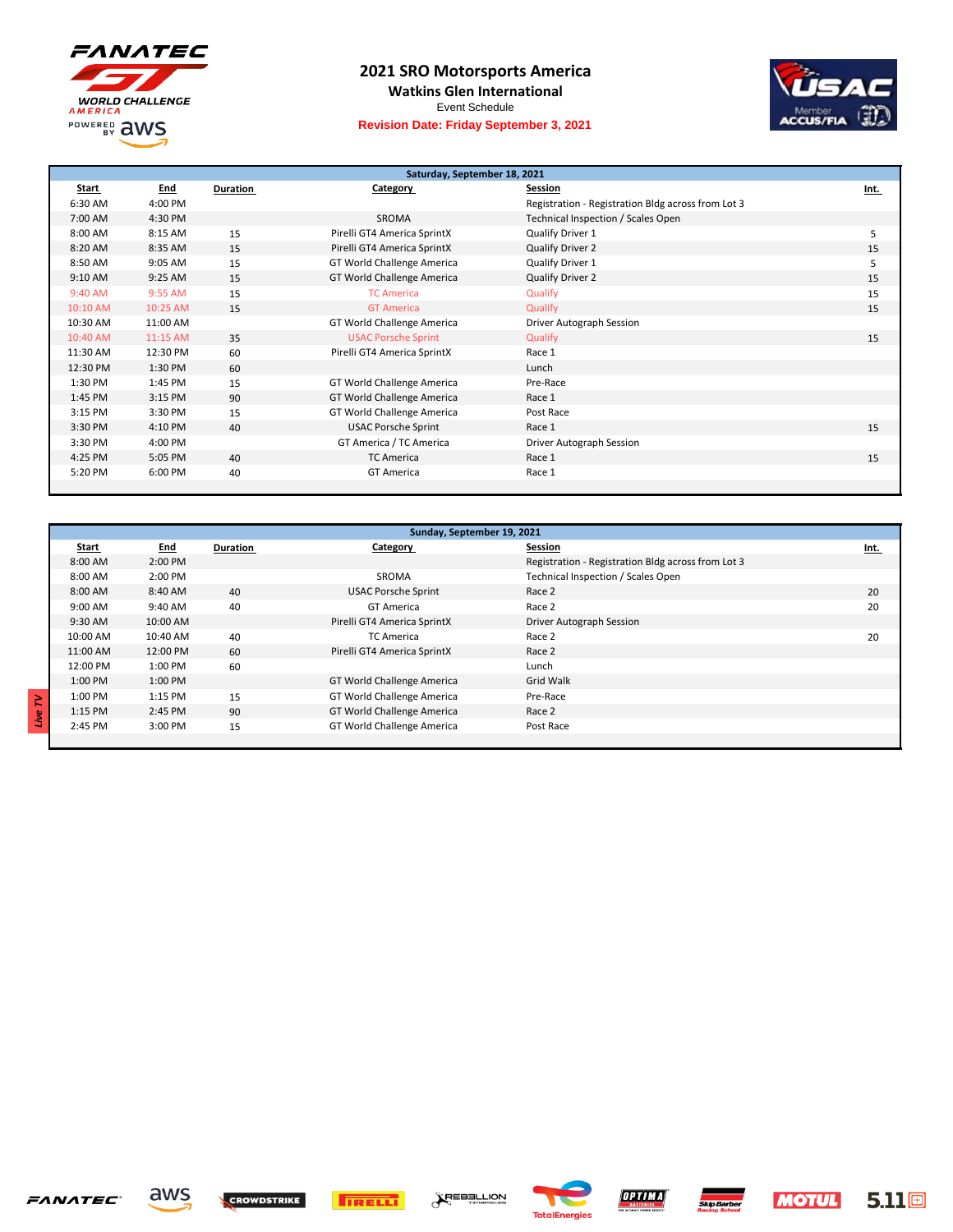# 2021 SRO Motorsports America

## Watkins Glen International

Event Schedule

Revision Date: Friday September 3, 2021

| Saturday, September 18, 2021 | | | | | |
|---|---|---|---|---|---|
| **Start** | **End** | **Duration** | **Category** | **Session** | **Int.** |
| 6:30 AM | 4:00 PM | | | Registration - Registration Bldg across from Lot 3 | |
| 7:00 AM | 4:30 PM | | SROMA | Technical Inspection / Scales Open | |
| 8:00 AM | 8:15 AM | 15 | Pirelli GT4 America SprintX | Qualify Driver 1 | 5 |
| 8:20 AM | 8:35 AM | 15 | Pirelli GT4 America SprintX | Qualify Driver 2 | 15 |
| 8:50 AM | 9:05 AM | 15 | GT World Challenge America | Qualify Driver 1 | 5 |
| 9:10 AM | 9:25 AM | 15 | GT World Challenge America | Qualify Driver 2 | 15 |
| 9:40 AM | 9:55 AM | 15 | TC America | Qualify | 15 |
| 10:10 AM | 10:25 AM | 15 | GT America | Qualify | 15 |
| 10:30 AM | 11:00 AM | | GT World Challenge America | Driver Autograph Session | |
| 10:40 AM | 11:15 AM | 35 | USAC Porsche Sprint | Qualify | 15 |
| 11:30 AM | 12:30 PM | 60 | Pirelli GT4 America SprintX | Race 1 | |
| 12:30 PM | 1:30 PM | 60 | | Lunch | |
| 1:30 PM | 1:45 PM | 15 | GT World Challenge America | Pre-Race | |
| 1:45 PM | 3:15 PM | 90 | GT World Challenge America | Race 1 | |
| 3:15 PM | 3:30 PM | 15 | GT World Challenge America | Post Race | |
| 3:30 PM | 4:10 PM | 40 | USAC Porsche Sprint | Race 1 | 15 |
| 3:30 PM | 4:00 PM | | GT America / TC America | Driver Autograph Session | |
| 4:25 PM | 5:05 PM | 40 | TC America | Race 1 | 15 |
| 5:20 PM | 6:00 PM | 40 | GT America | Race 1 | |

| Sunday, September 19, 2021 | | | | | |
|---|---|---|---|---|---|
| **Start** | **End** | **Duration** | **Category** | **Session** | **Int.** |
| 8:00 AM | 2:00 PM | | | Registration - Registration Bldg across from Lot 3 | |
| 8:00 AM | 2:00 PM | | SROMA | Technical Inspection / Scales Open | |
| 8:00 AM | 8:40 AM | 40 | USAC Porsche Sprint | Race 2 | 20 |
| 9:00 AM | 9:40 AM | 40 | GT America | Race 2 | 20 |
| 9:30 AM | 10:00 AM | | Pirelli GT4 America SprintX | Driver Autograph Session | |
| 10:00 AM | 10:40 AM | 40 | TC America | Race 2 | 20 |
| 11:00 AM | 12:00 PM | 60 | Pirelli GT4 America SprintX | Race 2 | |
| 12:00 PM | 1:00 PM | 60 | | Lunch | |
| 1:00 PM | 1:00 PM | | GT World Challenge America | Grid Walk | |
| 1:00 PM | 1:15 PM | 15 | GT World Challenge America | Pre-Race | |
| 1:15 PM | 2:45 PM | 90 | GT World Challenge America | Race 2 | |
| 2:45 PM | 3:00 PM | 15 | GT World Challenge America | Post Race | |

Live TV